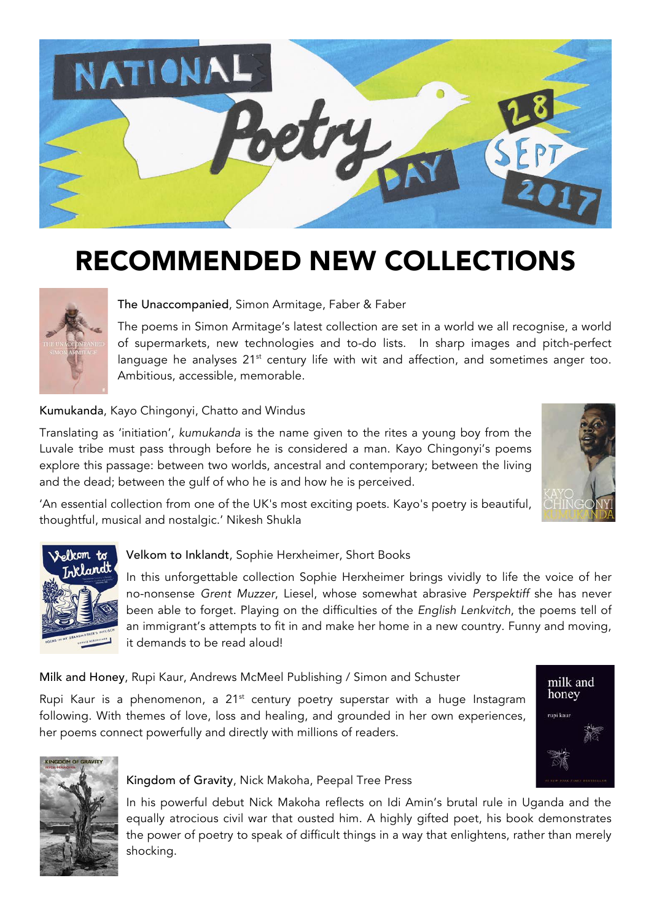NATIONAL Poetry DAY 28 SEPT 2017

# RECOMMENDED NEW COLLECTIONS

**The Unaccompanied**, Simon Armitage, Faber & Faber

The poems in Simon Armitage's latest collection are set in a world we all recognise, a world of supermarkets, new technologies and to-do lists. In sharp images and pitch-perfect language he analyses 21st century life with wit and affection, and sometimes anger too. Ambitious, accessible, memorable.

**Kumukanda**, Kayo Chingonyi, Chatto and Windus

Translating as 'initiation', *kumukanda* is the name given to the rites a young boy from the Luvale tribe must pass through before he is considered a man. Kayo Chingonyi's poems explore this passage: between two worlds, ancestral and contemporary; between the living and the dead; between the gulf of who he is and how he is perceived.

'An essential collection from one of the UK's most exciting poets. Kayo's poetry is beautiful, thoughtful, musical and nostalgic.' Nikesh Shukla

**Velkom to Inklandt**, Sophie Herxheimer, Short Books

In this unforgettable collection Sophie Herxheimer brings vividly to life the voice of her no-nonsense *Grent Muzzer*, Liesel, whose somewhat abrasive *Perspektiff* she has never been able to forget. Playing on the difficulties of the *English Lenkvitch*, the poems tell of an immigrant's attempts to fit in and make her home in a new country. Funny and moving, it demands to be read aloud!

**Milk and Honey**, Rupi Kaur, Andrews McMeel Publishing / Simon and Schuster

Rupi Kaur is a phenomenon, a 21st century poetry superstar with a huge Instagram following. With themes of love, loss and healing, and grounded in her own experiences, her poems connect powerfully and directly with millions of readers.

**Kingdom of Gravity**, Nick Makoha, Peepal Tree Press

In his powerful debut Nick Makoha reflects on Idi Amin's brutal rule in Uganda and the equally atrocious civil war that ousted him. A highly gifted poet, his book demonstrates the power of poetry to speak of difficult things in a way that enlightens, rather than merely shocking.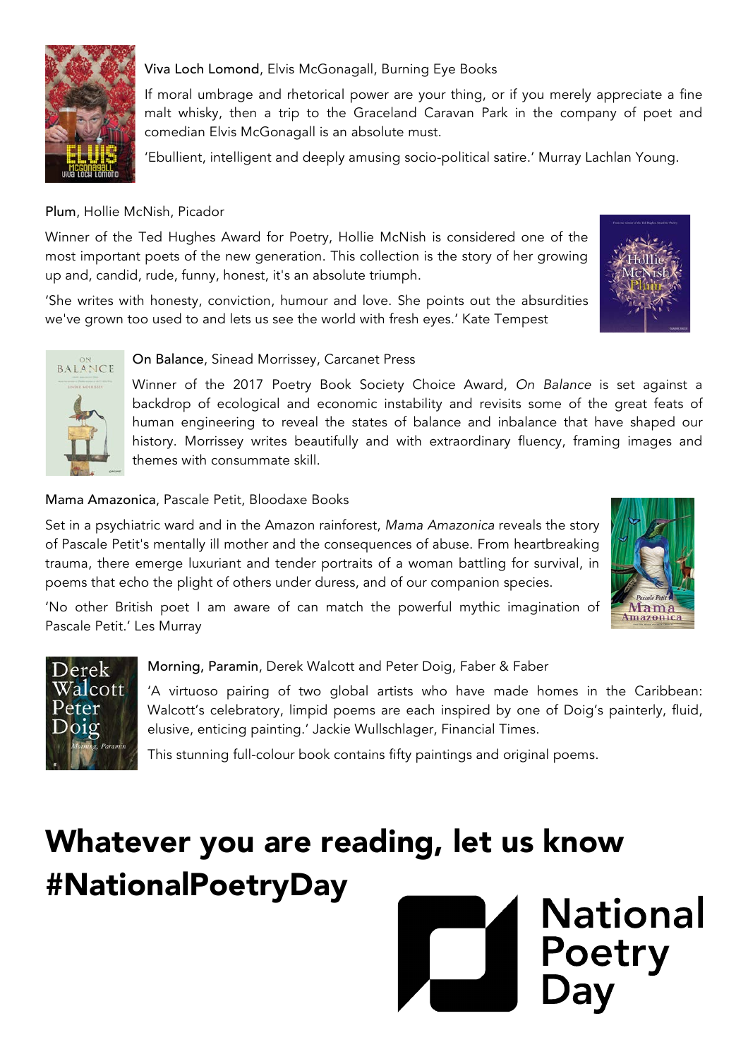**Viva Loch Lomond**, Elvis McGonagall, Burning Eye Books

If moral umbrage and rhetorical power are your thing, or if you merely appreciate a fine malt whisky, then a trip to the Graceland Caravan Park in the company of poet and comedian Elvis McGonagall is an absolute must.

'Ebullient, intelligent and deeply amusing socio-political satire.' Murray Lachlan Young.

**Plum**, Hollie McNish, Picador

Winner of the Ted Hughes Award for Poetry, Hollie McNish is considered one of the most important poets of the new generation. This collection is the story of her growing up and, candid, rude, funny, honest, it's an absolute triumph.

'She writes with honesty, conviction, humour and love. She points out the absurdities we've grown too used to and lets us see the world with fresh eyes.' Kate Tempest

**On Balance**, Sinead Morrissey, Carcanet Press

Winner of the 2017 Poetry Book Society Choice Award, *On Balance* is set against a backdrop of ecological and economic instability and revisits some of the great feats of human engineering to reveal the states of balance and inbalance that have shaped our history. Morrissey writes beautifully and with extraordinary fluency, framing images and themes with consummate skill.

**Mama Amazonica**, Pascale Petit, Bloodaxe Books

Set in a psychiatric ward and in the Amazon rainforest, *Mama Amazonica* reveals the story of Pascale Petit's mentally ill mother and the consequences of abuse. From heartbreaking trauma, there emerge luxuriant and tender portraits of a woman battling for survival, in poems that echo the plight of others under duress, and of our companion species.

'No other British poet I am aware of can match the powerful mythic imagination of Pascale Petit.' Les Murray

**Morning, Paramin**, Derek Walcott and Peter Doig, Faber & Faber

'A virtuoso pairing of two global artists who have made homes in the Caribbean: Walcott's celebratory, limpid poems are each inspired by one of Doig's painterly, fluid, elusive, enticing painting.' Jackie Wullschlager, Financial Times.

This stunning full-colour book contains fifty paintings and original poems.

# Whatever you are reading, let us know #NationalPoetryDay

National Poetry Day